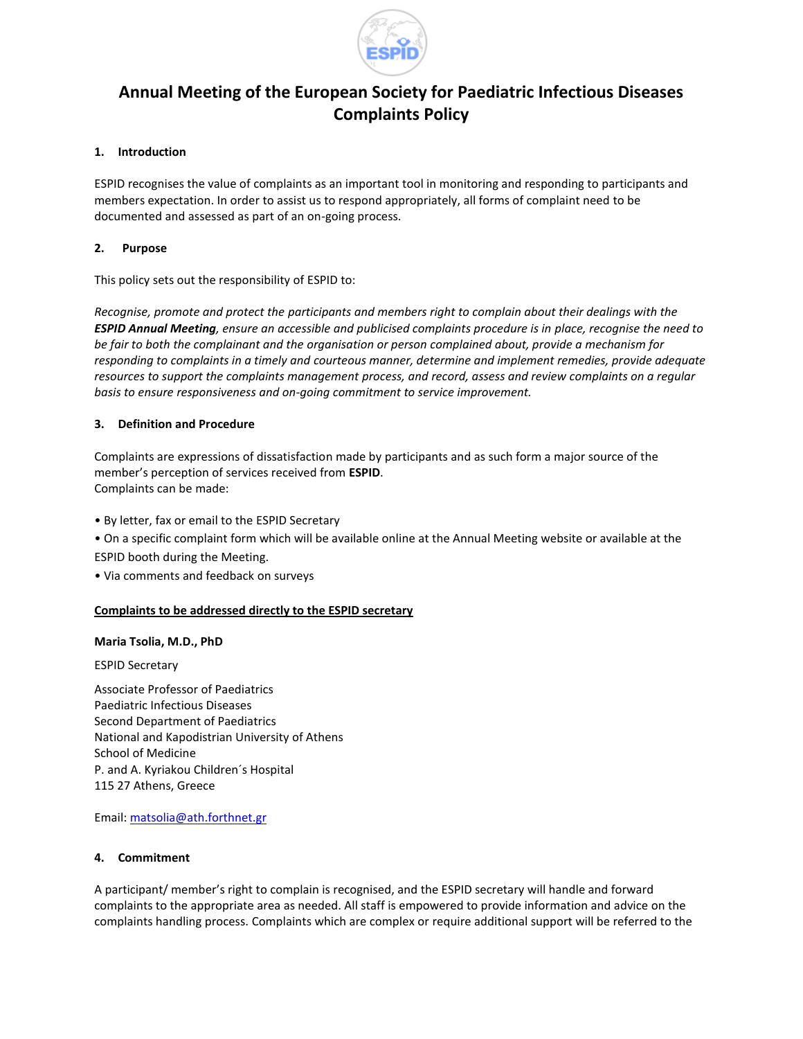# Annual Meeting of the European Society for Paediatric Infectious Diseases Complaints Policy

## 1. Introduction

ESPID recognises the value of complaints as an important tool in monitoring and responding to participants and members expectation. In order to assist us to respond appropriately, all forms of complaint need to be documented and assessed as part of an on-going process.

## 2. Purpose

This policy sets out the responsibility of ESPID to:

*Recognise, promote and protect the participants and members right to complain about their dealings with the **ESPID Annual Meeting**, ensure an accessible and publicised complaints procedure is in place, recognise the need to be fair to both the complainant and the organisation or person complained about, provide a mechanism for responding to complaints in a timely and courteous manner, determine and implement remedies, provide adequate resources to support the complaints management process, and record, assess and review complaints on a regular basis to ensure responsiveness and on-going commitment to service improvement.*

## 3. Definition and Procedure

Complaints are expressions of dissatisfaction made by participants and as such form a major source of the member's perception of services received from **ESPID**.
Complaints can be made:

- By letter, fax or email to the ESPID Secretary
- On a specific complaint form which will be available online at the Annual Meeting website or available at the ESPID booth during the Meeting.
- Via comments and feedback on surveys

**Complaints to be addressed directly to the ESPID secretary**

**Maria Tsolia, M.D., PhD**

ESPID Secretary

Associate Professor of Paediatrics
Paediatric Infectious Diseases
Second Department of Paediatrics
National and Kapodistrian University of Athens
School of Medicine
P. and A. Kyriakou Children´s Hospital
115 27 Athens, Greece

Email: matsolia@ath.forthnet.gr

## 4. Commitment

A participant/ member's right to complain is recognised, and the ESPID secretary will handle and forward complaints to the appropriate area as needed. All staff is empowered to provide information and advice on the complaints handling process. Complaints which are complex or require additional support will be referred to the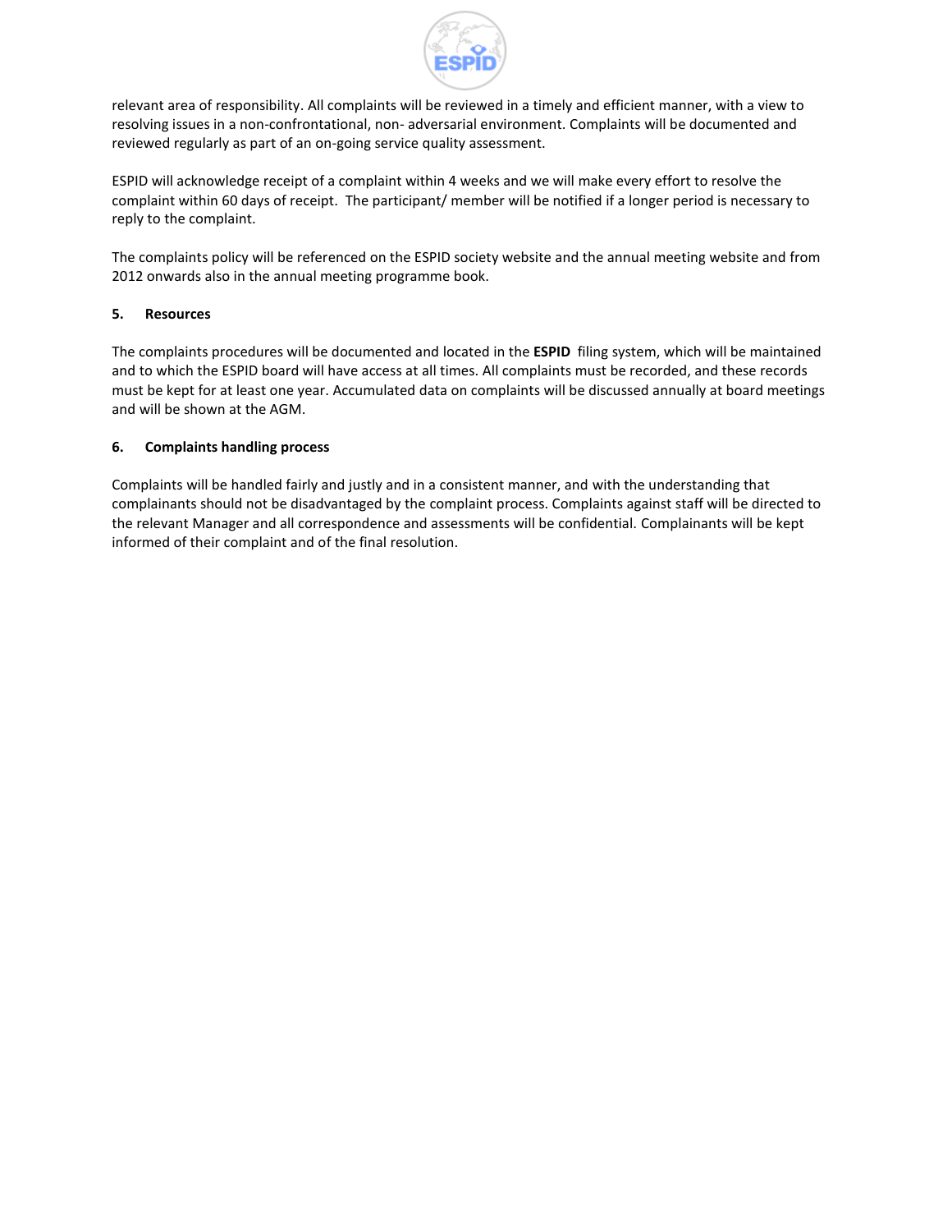relevant area of responsibility. All complaints will be reviewed in a timely and efficient manner, with a view to resolving issues in a non-confrontational, non- adversarial environment. Complaints will be documented and reviewed regularly as part of an on-going service quality assessment.

ESPID will acknowledge receipt of a complaint within 4 weeks and we will make every effort to resolve the complaint within 60 days of receipt. The participant/ member will be notified if a longer period is necessary to reply to the complaint.

The complaints policy will be referenced on the ESPID society website and the annual meeting website and from 2012 onwards also in the annual meeting programme book.

## 5. Resources

The complaints procedures will be documented and located in the **ESPID** filing system, which will be maintained and to which the ESPID board will have access at all times. All complaints must be recorded, and these records must be kept for at least one year. Accumulated data on complaints will be discussed annually at board meetings and will be shown at the AGM.

## 6. Complaints handling process

Complaints will be handled fairly and justly and in a consistent manner, and with the understanding that complainants should not be disadvantaged by the complaint process. Complaints against staff will be directed to the relevant Manager and all correspondence and assessments will be confidential. Complainants will be kept informed of their complaint and of the final resolution.